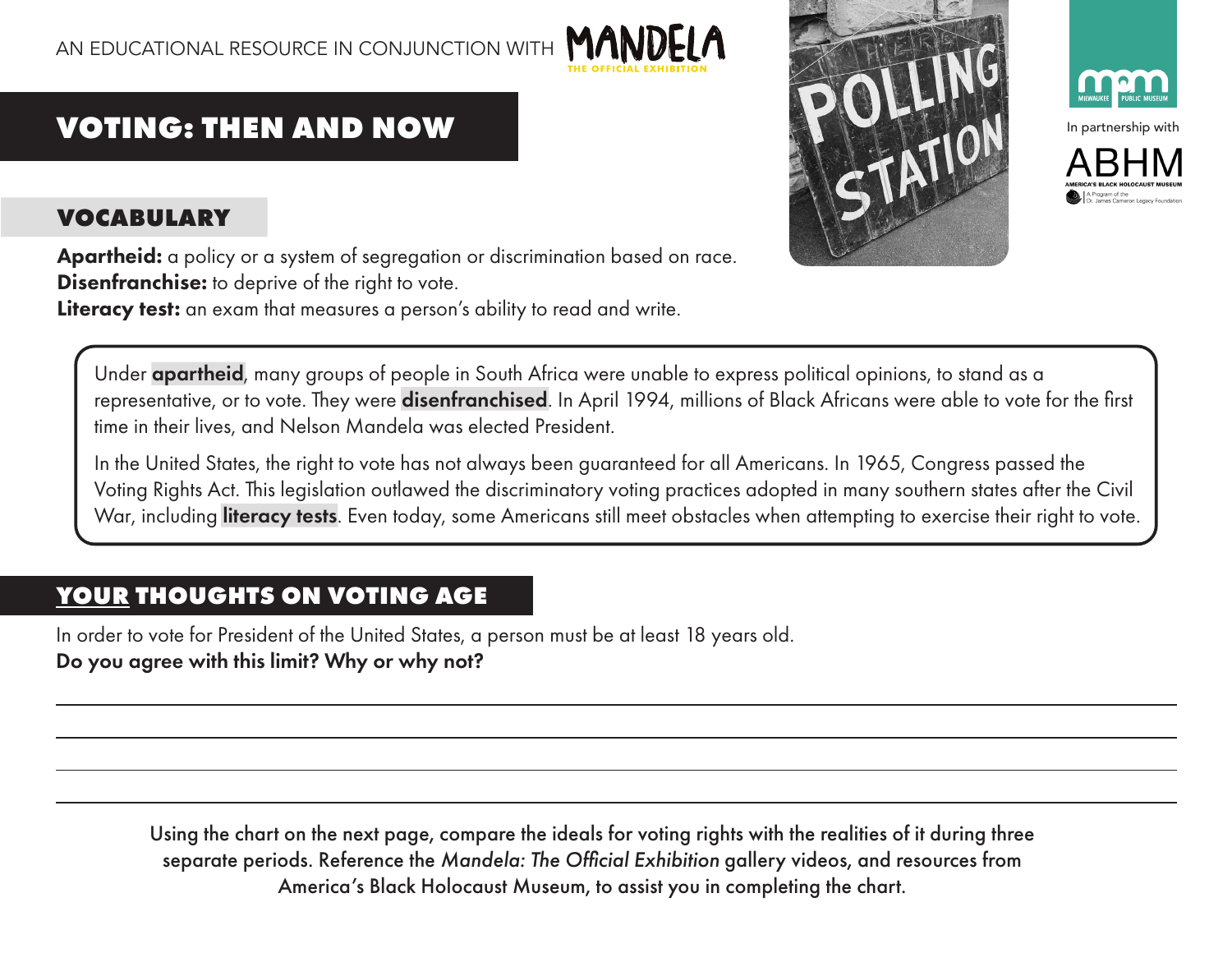AN EDUCATIONAL RESOURCE IN CONJUNCTION WITH MANDELA THE OFFICIAL EXHIBITION

In partnership with ABHM America's Black Holocaust Museum

# VOTING: THEN AND NOW

## VOCABULARY

**Apartheid:** a policy or a system of segregation or discrimination based on race.
**Disenfranchise:** to deprive of the right to vote.
**Literacy test:** an exam that measures a person's ability to read and write.

Under **apartheid**, many groups of people in South Africa were unable to express political opinions, to stand as a representative, or to vote. They were **disenfranchised**. In April 1994, millions of Black Africans were able to vote for the first time in their lives, and Nelson Mandela was elected President.

In the United States, the right to vote has not always been guaranteed for all Americans. In 1965, Congress passed the Voting Rights Act. This legislation outlawed the discriminatory voting practices adopted in many southern states after the Civil War, including **literacy tests**. Even today, some Americans still meet obstacles when attempting to exercise their right to vote.

## YOUR THOUGHTS ON VOTING AGE

In order to vote for President of the United States, a person must be at least 18 years old.
**Do you agree with this limit? Why or why not?**

_______________________________________________

_______________________________________________

_______________________________________________

_______________________________________________

Using the chart on the next page, compare the ideals for voting rights with the realities of it during three separate periods. Reference the *Mandela: The Official Exhibition* gallery videos, and resources from America's Black Holocaust Museum, to assist you in completing the chart.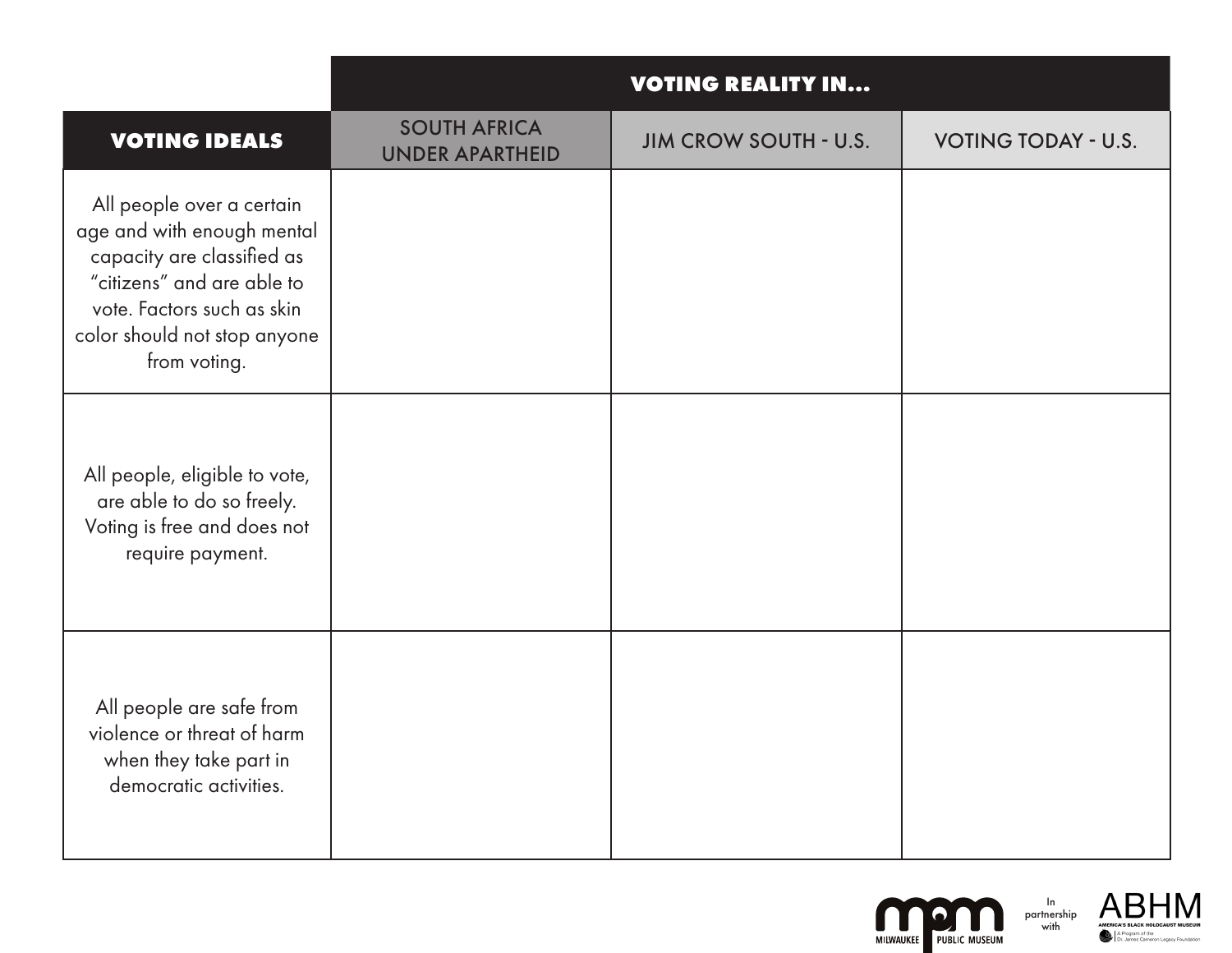| | VOTING REALITY IN... | | |
|---|---|---|---|
| **VOTING IDEALS** | SOUTH AFRICA UNDER APARTHEID | JIM CROW SOUTH - U.S. | VOTING TODAY - U.S. |
| All people over a certain age and with enough mental capacity are classified as "citizens" and are able to vote. Factors such as skin color should not stop anyone from voting. | | | |
| All people, eligible to vote, are able to do so freely. Voting is free and does not require payment. | | | |
| All people are safe from violence or threat of harm when they take part in democratic activities. | | | |

MILWAUKEE PUBLIC MUSEUM In partnership with ABHM AMERICA'S BLACK HOLOCAUST MUSEUM A Program of the Dr. James Cameron Legacy Foundation